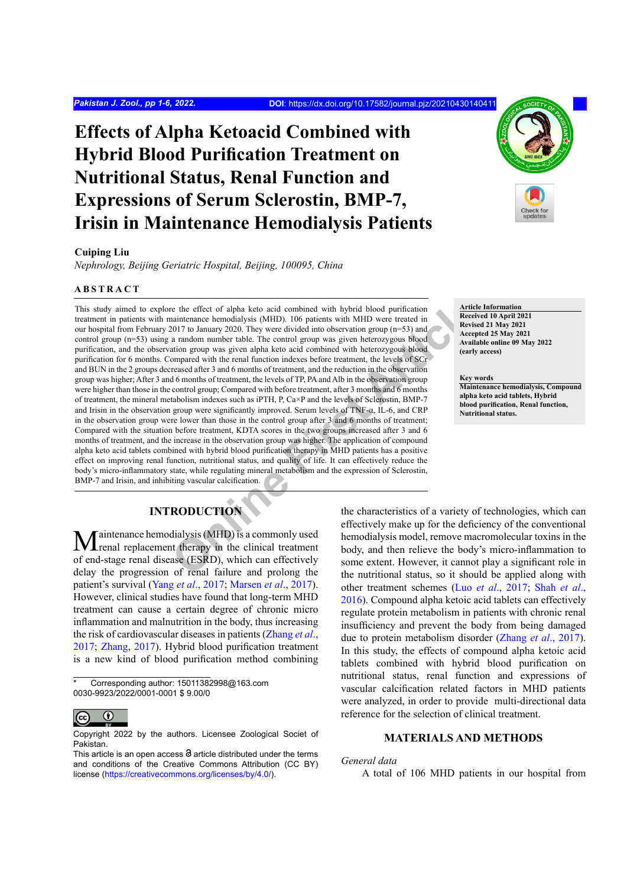# Effects of Alpha Ketoacid Combined with Hybrid Blood Purification Treatment on Nutritional Status, Renal Function and Expressions of Serum Sclerostin, BMP-7, Irisin in Maintenance Hemodialysis Patients

**Cuiping Liu**

*Nephrology, Beijing Geriatric Hospital, Beijing, 100095, China*

## ABSTRACT

This study aimed to explore the effect of alpha keto acid combined with hybrid blood purification treatment in patients with maintenance hemodialysis (MHD). 106 patients with MHD were treated in our hospital from February 2017 to January 2020. They were divided into observation group (n=53) and control group (n=53) using a random number table. The control group was given heterozygous blood purification, and the observation group was given alpha keto acid combined with heterozygous blood purification for 6 months. Compared with the renal function indexes before treatment, the levels of SCr and BUN in the 2 groups decreased after 3 and 6 months of treatment, and the reduction in the observation group was higher; After 3 and 6 months of treatment, the levels of TP, PA and Alb in the observation group were higher than those in the control group; Compared with before treatment, after 3 months and 6 months of treatment, the mineral metabolism indexes such as iPTH, P, Ca×P and the levels of Sclerostin, BMP-7 and Irisin in the observation group were significantly improved. Serum levels of TNF-α, IL-6, and CRP in the observation group were lower than those in the control group after 3 and 6 months of treatment; Compared with the situation before treatment, KDTA scores in the two groups increased after 3 and 6 months of treatment, and the increase in the observation group was higher. The application of compound alpha keto acid tablets combined with hybrid blood purification therapy in MHD patients has a positive effect on improving renal function, nutritional status, and quality of life. It can effectively reduce the body's micro-inflammatory state, while regulating mineral metabolism and the expression of Sclerostin, BMP-7 and Irisin, and inhibiting vascular calcification.

**Article Information**
Received 10 April 2021
Revised 21 May 2021
Accepted 25 May 2021
Available online 09 May 2022
(early access)

**Key words**
Maintenance hemodialysis, Compound alpha keto acid tablets, Hybrid blood purification, Renal function, Nutritional status.

## INTRODUCTION

Maintenance hemodialysis (MHD) is a commonly used renal replacement therapy in the clinical treatment of end-stage renal disease (ESRD), which can effectively delay the progression of renal failure and prolong the patient's survival (Yang *et al*., 2017; Marsen *et al*., 2017). However, clinical studies have found that long-term MHD treatment can cause a certain degree of chronic micro inflammation and malnutrition in the body, thus increasing the risk of cardiovascular diseases in patients (Zhang *et al*., 2017; Zhang, 2017). Hybrid blood purification treatment is a new kind of blood purification method combining the characteristics of a variety of technologies, which can effectively make up for the deficiency of the conventional hemodialysis model, remove macromolecular toxins in the body, and then relieve the body's micro-inflammation to some extent. However, it cannot play a significant role in the nutritional status, so it should be applied along with other treatment schemes (Luo *et al*., 2017; Shah *et al*., 2016). Compound alpha ketoic acid tablets can effectively regulate protein metabolism in patients with chronic renal insufficiency and prevent the body from being damaged due to protein metabolism disorder (Zhang *et al*., 2017). In this study, the effects of compound alpha ketoic acid tablets combined with hybrid blood purification on nutritional status, renal function and expressions of vascular calcification related factors in MHD patients were analyzed, in order to provide multi-directional data reference for the selection of clinical treatment.

\* Corresponding author: 15011382998@163.com
0030-9923/2022/0001-0001 $ 9.00/0

Copyright 2022 by the authors. Licensee Zoological Society of Pakistan.
This article is an open access article distributed under the terms and conditions of the Creative Commons Attribution (CC BY) license (https://creativecommons.org/licenses/by/4.0/).

## MATERIALS AND METHODS

*General data*

A total of 106 MHD patients in our hospital from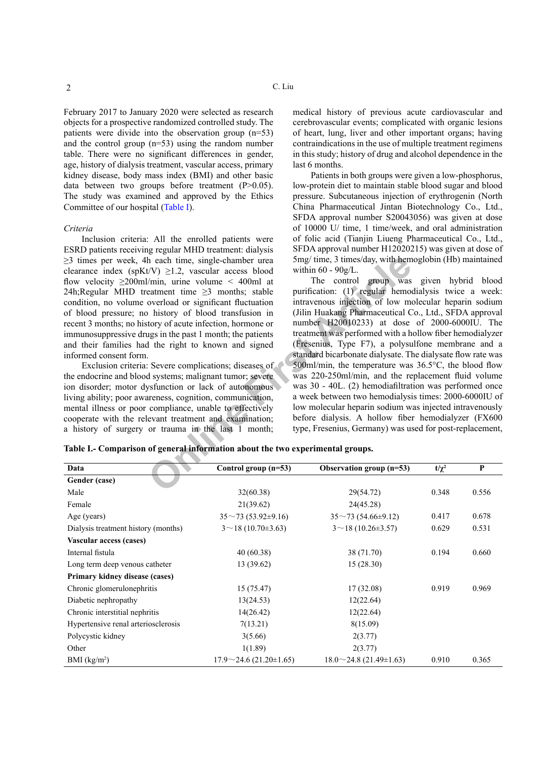February 2017 to January 2020 were selected as research objects for a prospective randomized controlled study. The patients were divide into the observation group (n=53) and the control group (n=53) using the random number table. There were no significant differences in gender, age, history of dialysis treatment, vascular access, primary kidney disease, body mass index (BMI) and other basic data between two groups before treatment (P>0.05). The study was examined and approved by the Ethics Committee of our hospital (Table I).

*Criteria*

Inclusion criteria: All the enrolled patients were ESRD patients receiving regular MHD treatment: dialysis ≥3 times per week, 4h each time, single-chamber urea clearance index (spKt/V) ≥1.2, vascular access blood flow velocity ≥200ml/min, urine volume < 400ml at 24h;Regular MHD treatment time ≥3 months; stable condition, no volume overload or significant fluctuation of blood pressure; no history of blood transfusion in recent 3 months; no history of acute infection, hormone or immunosuppressive drugs in the past 1 month; the patients and their families had the right to known and signed informed consent form.

Exclusion criteria: Severe complications; diseases of the endocrine and blood systems; malignant tumor; severe ion disorder; motor dysfunction or lack of autonomous living ability; poor awareness, cognition, communication, mental illness or poor compliance, unable to effectively cooperate with the relevant treatment and examination; a history of surgery or trauma in the last 1 month; medical history of previous acute cardiovascular and cerebrovascular events; complicated with organic lesions of heart, lung, liver and other important organs; having contraindications in the use of multiple treatment regimens in this study; history of drug and alcohol dependence in the last 6 months.

Patients in both groups were given a low-phosphorus, low-protein diet to maintain stable blood sugar and blood pressure. Subcutaneous injection of erythrogenin (North China Pharmaceutical Jintan Biotechnology Co., Ltd., SFDA approval number S20043056) was given at dose of 10000 U/ time, 1 time/week, and oral administration of folic acid (Tianjin Liueng Pharmaceutical Co., Ltd., SFDA approval number H12020215) was given at dose of 5mg/ time, 3 times/day, with hemoglobin (Hb) maintained within 60 - 90g/L.

The control group was given hybrid blood purification: (1) regular hemodialysis twice a week: intravenous injection of low molecular heparin sodium (Jilin Huakang Pharmaceutical Co., Ltd., SFDA approval number H20010233) at dose of 2000-6000IU. The treatment was performed with a hollow fiber hemodialyzer (Fresenius, Type F7), a polysulfone membrane and a standard bicarbonate dialysate. The dialysate flow rate was 500ml/min, the temperature was 36.5°C, the blood flow was 220-250ml/min, and the replacement fluid volume was 30 - 40L. (2) hemodiafiltration was performed once a week between two hemodialysis times: 2000-6000IU of low molecular heparin sodium was injected intravenously before dialysis. A hollow fiber hemodialyzer (FX600 type, Fresenius, Germany) was used for post-replacement,

**Table I.- Comparison of general information about the two experimental groups.**

| Data | Control group (n=53) | Observation group (n=53) | $t/\chi^2$ | P |
|---|---|---|---|---|
| **Gender (case)** | | | | |
| Male | 32(60.38) | 29(54.72) | 0.348 | 0.556 |
| Female | 21(39.62) | 24(45.28) | | |
| Age (years) | 35～73 (53.92±9.16) | 35～73 (54.66±9.12) | 0.417 | 0.678 |
| Dialysis treatment history (months) | 3～18 (10.70±3.63) | 3～18 (10.26±3.57) | 0.629 | 0.531 |
| **Vascular access (cases)** | | | | |
| Internal fistula | 40 (60.38) | 38 (71.70) | 0.194 | 0.660 |
| Long term deep venous catheter | 13 (39.62) | 15 (28.30) | | |
| **Primary kidney disease (cases)** | | | | |
| Chronic glomerulonephritis | 15 (75.47) | 17 (32.08) | 0.919 | 0.969 |
| Diabetic nephropathy | 13(24.53) | 12(22.64) | | |
| Chronic interstitial nephritis | 14(26.42) | 12(22.64) | | |
| Hypertensive renal arteriosclerosis | 7(13.21) | 8(15.09) | | |
| Polycystic kidney | 3(5.66) | 2(3.77) | | |
| Other | 1(1.89) | 2(3.77) | | |
| BMI (kg/m$^2$) | 17.9～24.6 (21.20±1.65) | 18.0～24.8 (21.49±1.63) | 0.910 | 0.365 |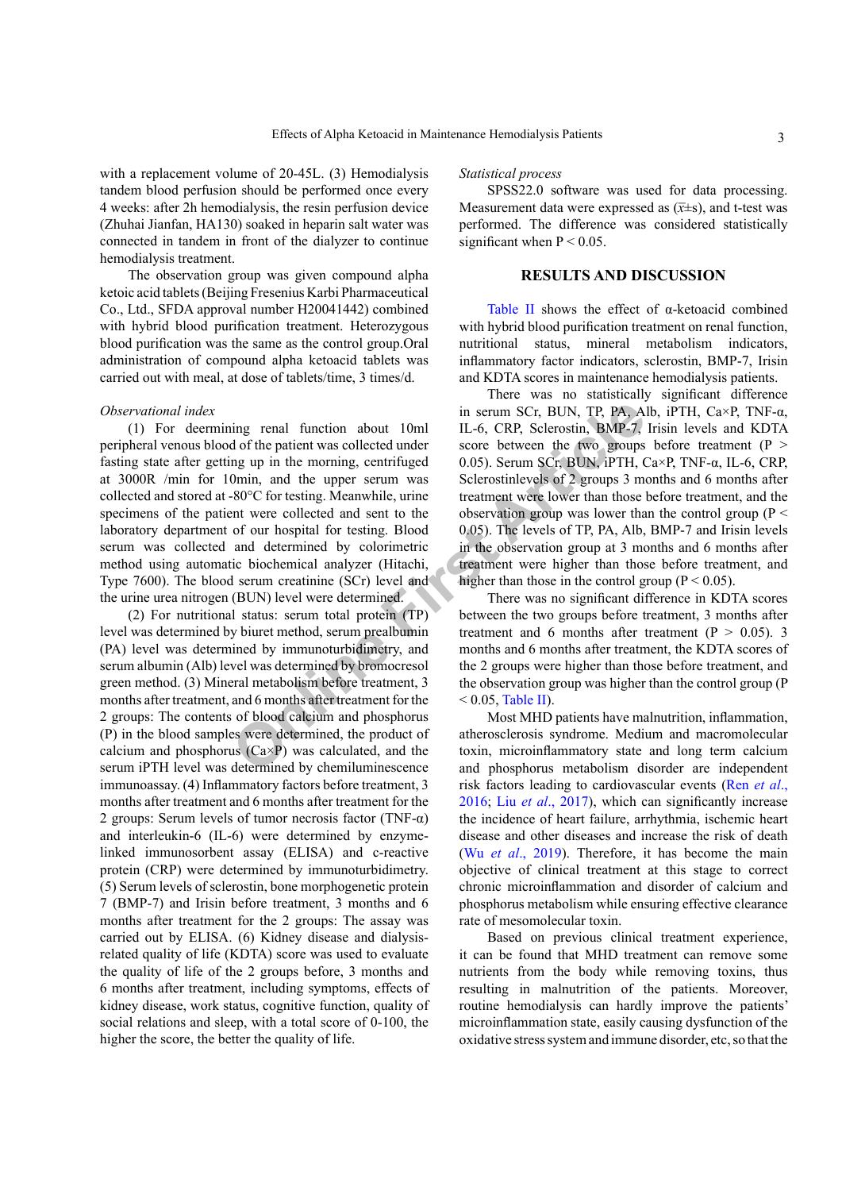with a replacement volume of 20-45L. (3) Hemodialysis tandem blood perfusion should be performed once every 4 weeks: after 2h hemodialysis, the resin perfusion device (Zhuhai Jianfan, HA130) soaked in heparin salt water was connected in tandem in front of the dialyzer to continue hemodialysis treatment.

The observation group was given compound alpha ketoic acid tablets (Beijing Fresenius Karbi Pharmaceutical Co., Ltd., SFDA approval number H20041442) combined with hybrid blood purification treatment. Heterozygous blood purification was the same as the control group.Oral administration of compound alpha ketoacid tablets was carried out with meal, at dose of tablets/time, 3 times/d.

*Observational index*

(1) For deermining renal function about 10ml peripheral venous blood of the patient was collected under fasting state after getting up in the morning, centrifuged at 3000R /min for 10min, and the upper serum was collected and stored at -80°C for testing. Meanwhile, urine specimens of the patient were collected and sent to the laboratory department of our hospital for testing. Blood serum was collected and determined by colorimetric method using automatic biochemical analyzer (Hitachi, Type 7600). The blood serum creatinine (SCr) level and the urine urea nitrogen (BUN) level were determined.

(2) For nutritional status: serum total protein (TP) level was determined by biuret method, serum prealbumin (PA) level was determined by immunoturbidimetry, and serum albumin (Alb) level was determined by bromocresol green method. (3) Mineral metabolism before treatment, 3 months after treatment, and 6 months after treatment for the 2 groups: The contents of blood calcium and phosphorus (P) in the blood samples were determined, the product of calcium and phosphorus (Ca×P) was calculated, and the serum iPTH level was determined by chemiluminescence immunoassay. (4) Inflammatory factors before treatment, 3 months after treatment and 6 months after treatment for the 2 groups: Serum levels of tumor necrosis factor (TNF-α) and interleukin-6 (IL-6) were determined by enzyme-linked immunosorbent assay (ELISA) and c-reactive protein (CRP) were determined by immunoturbidimetry. (5) Serum levels of sclerostin, bone morphogenetic protein 7 (BMP-7) and Irisin before treatment, 3 months and 6 months after treatment for the 2 groups: The assay was carried out by ELISA. (6) Kidney disease and dialysis-related quality of life (KDTA) score was used to evaluate the quality of life of the 2 groups before, 3 months and 6 months after treatment, including symptoms, effects of kidney disease, work status, cognitive function, quality of social relations and sleep, with a total score of 0-100, the higher the score, the better the quality of life.

*Statistical process*

SPSS22.0 software was used for data processing. Measurement data were expressed as ($\bar{x}$±s), and t-test was performed. The difference was considered statistically significant when $P < 0.05$.

## RESULTS AND DISCUSSION

Table II shows the effect of α-ketoacid combined with hybrid blood purification treatment on renal function, nutritional status, mineral metabolism indicators, inflammatory factor indicators, sclerostin, BMP-7, Irisin and KDTA scores in maintenance hemodialysis patients.

There was no statistically significant difference in serum SCr, BUN, TP, PA, Alb, iPTH, Ca×P, TNF-α, IL-6, CRP, Sclerostin, BMP-7, Irisin levels and KDTA score between the two groups before treatment ($P > 0.05$). Serum SCr, BUN, iPTH, Ca×P, TNF-α, IL-6, CRP, Sclerostinlevels of 2 groups 3 months and 6 months after treatment were lower than those before treatment, and the observation group was lower than the control group ($P < 0.05$). The levels of TP, PA, Alb, BMP-7 and Irisin levels in the observation group at 3 months and 6 months after treatment were higher than those before treatment, and higher than those in the control group ($P < 0.05$).

There was no significant difference in KDTA scores between the two groups before treatment, 3 months after treatment and 6 months after treatment ($P > 0.05$). 3 months and 6 months after treatment, the KDTA scores of the 2 groups were higher than those before treatment, and the observation group was higher than the control group ($P < 0.05$, Table II).

Most MHD patients have malnutrition, inflammation, atherosclerosis syndrome. Medium and macromolecular toxin, microinflammatory state and long term calcium and phosphorus metabolism disorder are independent risk factors leading to cardiovascular events (Ren *et al*., 2016; Liu *et al*., 2017), which can significantly increase the incidence of heart failure, arrhythmia, ischemic heart disease and other diseases and increase the risk of death (Wu *et al*., 2019). Therefore, it has become the main objective of clinical treatment at this stage to correct chronic microinflammation and disorder of calcium and phosphorus metabolism while ensuring effective clearance rate of mesomolecular toxin.

Based on previous clinical treatment experience, it can be found that MHD treatment can remove some nutrients from the body while removing toxins, thus resulting in malnutrition of the patients. Moreover, routine hemodialysis can hardly improve the patients' microinflammation state, easily causing dysfunction of the oxidative stress system and immune disorder, etc, so that the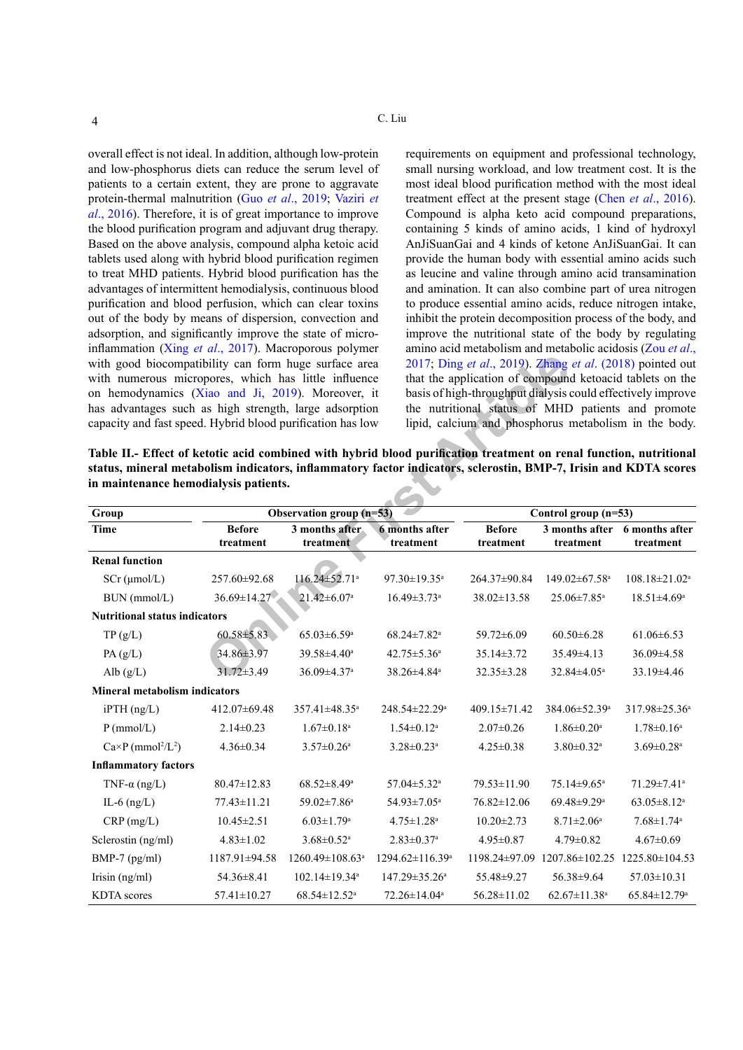overall effect is not ideal. In addition, although low-protein and low-phosphorus diets can reduce the serum level of patients to a certain extent, they are prone to aggravate protein-thermal malnutrition (Guo *et al*., 2019; Vaziri *et al*., 2016). Therefore, it is of great importance to improve the blood purification program and adjuvant drug therapy. Based on the above analysis, compound alpha ketoic acid tablets used along with hybrid blood purification regimen to treat MHD patients. Hybrid blood purification has the advantages of intermittent hemodialysis, continuous blood purification and blood perfusion, which can clear toxins out of the body by means of dispersion, convection and adsorption, and significantly improve the state of micro-inflammation (Xing *et al*., 2017). Macroporous polymer with good biocompatibility can form huge surface area with numerous micropores, which has little influence on hemodynamics (Xiao and Ji, 2019). Moreover, it has advantages such as high strength, large adsorption capacity and fast speed. Hybrid blood purification has low requirements on equipment and professional technology, small nursing workload, and low treatment cost. It is the most ideal blood purification method with the most ideal treatment effect at the present stage (Chen *et al*., 2016). Compound is alpha keto acid compound preparations, containing 5 kinds of amino acids, 1 kind of hydroxyl AnJiSuanGai and 4 kinds of ketone AnJiSuanGai. It can provide the human body with essential amino acids such as leucine and valine through amino acid transamination and amination. It can also combine part of urea nitrogen to produce essential amino acids, reduce nitrogen intake, inhibit the protein decomposition process of the body, and improve the nutritional state of the body by regulating amino acid metabolism and metabolic acidosis (Zou *et al*., 2017; Ding *et al*., 2019). Zhang *et al*. (2018) pointed out that the application of compound ketoacid tablets on the basis of high-throughput dialysis could effectively improve the nutritional status of MHD patients and promote lipid, calcium and phosphorus metabolism in the body.

**Table II.- Effect of ketotic acid combined with hybrid blood purification treatment on renal function, nutritional status, mineral metabolism indicators, inflammatory factor indicators, sclerostin, BMP-7, Irisin and KDTA scores in maintenance hemodialysis patients.**

| Group | Observation group (n=53) | | | Control group (n=53) | | |
|---|---|---|---|---|---|---|
| Time | Before treatment | 3 months after treatment | 6 months after treatment | Before treatment | 3 months after treatment | 6 months after treatment |
| **Renal function** | | | | | | |
| SCr (μmol/L) | 257.60±92.68 | 116.24±52.71[a] | 97.30±19.35[a] | 264.37±90.84 | 149.02±67.58[a] | 108.18±21.02[a] |
| BUN (mmol/L) | 36.69±14.27 | 21.42±6.07[a] | 16.49±3.73[a] | 38.02±13.58 | 25.06±7.85[a] | 18.51±4.69[a] |
| **Nutritional status indicators** | | | | | | |
| TP (g/L) | 60.58±5.83 | 65.03±6.59[a] | 68.24±7.82[a] | 59.72±6.09 | 60.50±6.28 | 61.06±6.53 |
| PA (g/L) | 34.86±3.97 | 39.58±4.40[a] | 42.75±5.36[a] | 35.14±3.72 | 35.49±4.13 | 36.09±4.58 |
| Alb (g/L) | 31.72±3.49 | 36.09±4.37[a] | 38.26±4.84[a] | 32.35±3.28 | 32.84±4.05[a] | 33.19±4.46 |
| **Mineral metabolism indicators** | | | | | | |
| iPTH (ng/L) | 412.07±69.48 | 357.41±48.35[a] | 248.54±22.29[a] | 409.15±71.42 | 384.06±52.39[a] | 317.98±25.36[a] |
| P (mmol/L) | 2.14±0.23 | 1.67±0.18[a] | 1.54±0.12[a] | 2.07±0.26 | 1.86±0.20[a] | 1.78±0.16[a] |
| Ca×P ($mmol^2/L^2$) | 4.36±0.34 | 3.57±0.26[a] | 3.28±0.23[a] | 4.25±0.38 | 3.80±0.32[a] | 3.69±0.28[a] |
| **Inflammatory factors** | | | | | | |
| TNF-α (ng/L) | 80.47±12.83 | 68.52±8.49[a] | 57.04±5.32[a] | 79.53±11.90 | 75.14±9.65[a] | 71.29±7.41[a] |
| IL-6 (ng/L) | 77.43±11.21 | 59.02±7.86[a] | 54.93±7.05[a] | 76.82±12.06 | 69.48±9.29[a] | 63.05±8.12[a] |
| CRP (mg/L) | 10.45±2.51 | 6.03±1.79[a] | 4.75±1.28[a] | 10.20±2.73 | 8.71±2.06[a] | 7.68±1.74[a] |
| Sclerostin (ng/ml) | 4.83±1.02 | 3.68±0.52[a] | 2.83±0.37[a] | 4.95±0.87 | 4.79±0.82 | 4.67±0.69 |
| BMP-7 (pg/ml) | 1187.91±94.58 | 1260.49±108.63[a] | 1294.62±116.39[a] | 1198.24±97.09 | 1207.86±102.25 | 1225.80±104.53 |
| Irisin (ng/ml) | 54.36±8.41 | 102.14±19.34[a] | 147.29±35.26[a] | 55.48±9.27 | 56.38±9.64 | 57.03±10.31 |
| KDTA scores | 57.41±10.27 | 68.54±12.52[a] | 72.26±14.04[a] | 56.28±11.02 | 62.67±11.38[a] | 65.84±12.79[a] |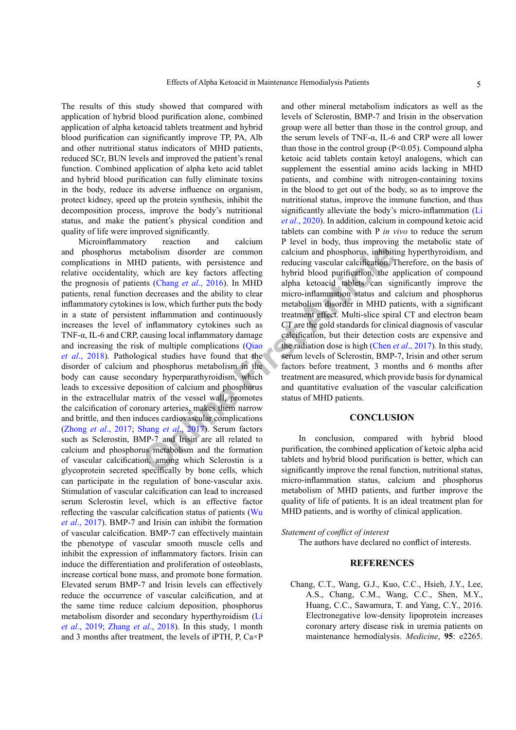The results of this study showed that compared with application of hybrid blood purification alone, combined application of alpha ketoacid tablets treatment and hybrid blood purification can significantly improve TP, PA, Alb and other nutritional status indicators of MHD patients, reduced SCr, BUN levels and improved the patient's renal function. Combined application of alpha keto acid tablet and hybrid blood purification can fully eliminate toxins in the body, reduce its adverse influence on organism, protect kidney, speed up the protein synthesis, inhibit the decomposition process, improve the body's nutritional status, and make the patient's physical condition and quality of life were improved significantly.

Microinflammatory reaction and calcium and phosphorus metabolism disorder are common complications in MHD patients, with persistence and relative occidentality, which are key factors affecting the prognosis of patients (Chang *et al*., 2016). In MHD patients, renal function decreases and the ability to clear inflammatory cytokines is low, which further puts the body in a state of persistent inflammation and continuously increases the level of inflammatory cytokines such as TNF-α, IL-6 and CRP, causing local inflammatory damage and increasing the risk of multiple complications (Qiao *et al*., 2018). Pathological studies have found that the disorder of calcium and phosphorus metabolism in the body can cause secondary hyperparathyroidism, which leads to excessive deposition of calcium and phosphorus in the extracellular matrix of the vessel wall, promotes the calcification of coronary arteries, makes them narrow and brittle, and then induces cardiovascular complications (Zhong *et al*., 2017; Shang *et al*., 2017). Serum factors such as Sclerostin, BMP-7 and Irisin are all related to calcium and phosphorus metabolism and the formation of vascular calcification, among which Sclerostin is a glycoprotein secreted specifically by bone cells, which can participate in the regulation of bone-vascular axis. Stimulation of vascular calcification can lead to increased serum Sclerostin level, which is an effective factor reflecting the vascular calcification status of patients (Wu *et al*., 2017). BMP-7 and Irisin can inhibit the formation of vascular calcification. BMP-7 can effectively maintain the phenotype of vascular smooth muscle cells and inhibit the expression of inflammatory factors. Irisin can induce the differentiation and proliferation of osteoblasts, increase cortical bone mass, and promote bone formation. Elevated serum BMP-7 and Irisin levels can effectively reduce the occurrence of vascular calcification, and at the same time reduce calcium deposition, phosphorus metabolism disorder and secondary hyperthyroidism (Li *et al*., 2019; Zhang *et al*., 2018). In this study, 1 month and 3 months after treatment, the levels of iPTH, P, Ca×P and other mineral metabolism indicators as well as the levels of Sclerostin, BMP-7 and Irisin in the observation group were all better than those in the control group, and the serum levels of TNF-α, IL-6 and CRP were all lower than those in the control group ($P<0.05$). Compound alpha ketoic acid tablets contain ketoyl analogens, which can supplement the essential amino acids lacking in MHD patients, and combine with nitrogen-containing toxins in the blood to get out of the body, so as to improve the nutritional status, improve the immune function, and thus significantly alleviate the body's micro-inflammation (Li *et al*., 2020). In addition, calcium in compound ketoic acid tablets can combine with P *in vivo* to reduce the serum P level in body, thus improving the metabolic state of calcium and phosphorus, inhibiting hyperthyroidism, and reducing vascular calcification. Therefore, on the basis of hybrid blood purification, the application of compound alpha ketoacid tablets can significantly improve the micro-inflammation status and calcium and phosphorus metabolism disorder in MHD patients, with a significant treatment effect. Multi-slice spiral CT and electron beam CT are the gold standards for clinical diagnosis of vascular calcification, but their detection costs are expensive and the radiation dose is high (Chen *et al*., 2017). In this study, serum levels of Sclerostin, BMP-7, Irisin and other serum factors before treatment, 3 months and 6 months after treatment are measured, which provide basis for dynamical and quantitative evaluation of the vascular calcification status of MHD patients.

## CONCLUSION

In conclusion, compared with hybrid blood purification, the combined application of ketoic alpha acid tablets and hybrid blood purification is better, which can significantly improve the renal function, nutritional status, micro-inflammation status, calcium and phosphorus metabolism of MHD patients, and further improve the quality of life of patients. It is an ideal treatment plan for MHD patients, and is worthy of clinical application.

*Statement of conflict of interest*

The authors have declared no conflict of interests.

## REFERENCES

Chang, C.T., Wang, G.J., Kuo, C.C., Hsieh, J.Y., Lee, A.S., Chang, C.M., Wang, C.C., Shen, M.Y., Huang, C.C., Sawamura, T. and Yang, C.Y., 2016. Electronegative low-density lipoprotein increases coronary artery disease risk in uremia patients on maintenance hemodialysis. *Medicine*, **95**: e2265.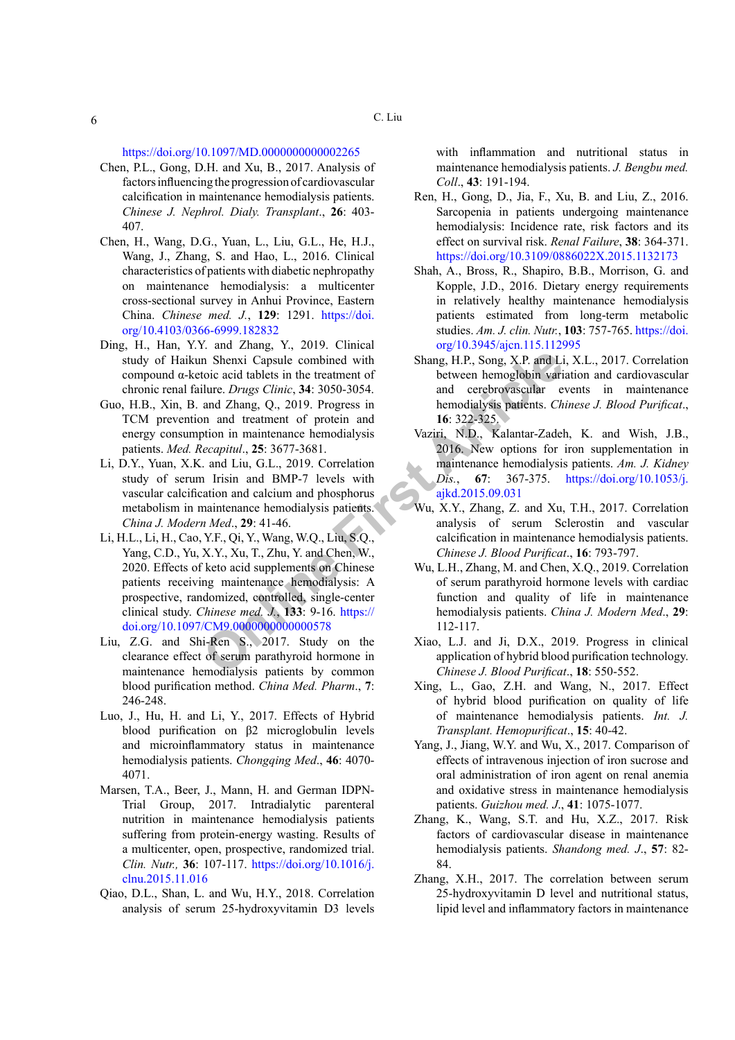https://doi.org/10.1097/MD.0000000000002265

Chen, P.L., Gong, D.H. and Xu, B., 2017. Analysis of factors influencing the progression of cardiovascular calcification in maintenance hemodialysis patients. *Chinese J. Nephrol. Dialy. Transplant*., **26**: 403-407.

Chen, H., Wang, D.G., Yuan, L., Liu, G.L., He, H.J., Wang, J., Zhang, S. and Hao, L., 2016. Clinical characteristics of patients with diabetic nephropathy on maintenance hemodialysis: a multicenter cross-sectional survey in Anhui Province, Eastern China. *Chinese med. J.*, **129**: 1291. https://doi.org/10.4103/0366-6999.182832

Ding, H., Han, Y.Y. and Zhang, Y., 2019. Clinical study of Haikun Shenxi Capsule combined with compound α-ketoic acid tablets in the treatment of chronic renal failure. *Drugs Clinic*, **34**: 3050-3054.

Guo, H.B., Xin, B. and Zhang, Q., 2019. Progress in TCM prevention and treatment of protein and energy consumption in maintenance hemodialysis patients. *Med. Recapitul*., **25**: 3677-3681.

Li, D.Y., Yuan, X.K. and Liu, G.L., 2019. Correlation study of serum Irisin and BMP-7 levels with vascular calcification and calcium and phosphorus metabolism in maintenance hemodialysis patients. *China J. Modern Med*., **29**: 41-46.

Li, H.L., Li, H., Cao, Y.F., Qi, Y., Wang, W.Q., Liu, S.Q., Yang, C.D., Yu, X.Y., Xu, T., Zhu, Y. and Chen, W., 2020. Effects of keto acid supplements on Chinese patients receiving maintenance hemodialysis: A prospective, randomized, controlled, single-center clinical study. *Chinese med. J.*, **133**: 9-16. https://doi.org/10.1097/CM9.0000000000000578

Liu, Z.G. and Shi-Ren S., 2017. Study on the clearance effect of serum parathyroid hormone in maintenance hemodialysis patients by common blood purification method. *China Med. Pharm*., **7**: 246-248.

Luo, J., Hu, H. and Li, Y., 2017. Effects of Hybrid blood purification on β2 microglobulin levels and microinflammatory status in maintenance hemodialysis patients. *Chongqing Med*., **46**: 4070-4071.

Marsen, T.A., Beer, J., Mann, H. and German IDPN-Trial Group, 2017. Intradialytic parenteral nutrition in maintenance hemodialysis patients suffering from protein-energy wasting. Results of a multicenter, open, prospective, randomized trial. *Clin. Nutr.,* **36**: 107-117. https://doi.org/10.1016/j.clnu.2015.11.016

Qiao, D.L., Shan, L. and Wu, H.Y., 2018. Correlation analysis of serum 25-hydroxyvitamin D3 levels with inflammation and nutritional status in maintenance hemodialysis patients. *J. Bengbu med. Coll*., **43**: 191-194.

Ren, H., Gong, D., Jia, F., Xu, B. and Liu, Z., 2016. Sarcopenia in patients undergoing maintenance hemodialysis: Incidence rate, risk factors and its effect on survival risk. *Renal Failure*, **38**: 364-371. https://doi.org/10.3109/0886022X.2015.1132173

Shah, A., Bross, R., Shapiro, B.B., Morrison, G. and Kopple, J.D., 2016. Dietary energy requirements in relatively healthy maintenance hemodialysis patients estimated from long-term metabolic studies. *Am. J. clin. Nutr.*, **103**: 757-765. https://doi.org/10.3945/ajcn.115.112995

Shang, H.P., Song, X.P. and Li, X.L., 2017. Correlation between hemoglobin variation and cardiovascular and cerebrovascular events in maintenance hemodialysis patients. *Chinese J. Blood Purificat*., **16**: 322-325.

Vaziri, N.D., Kalantar-Zadeh, K. and Wish, J.B., 2016. New options for iron supplementation in maintenance hemodialysis patients. *Am. J. Kidney Dis.*, **67**: 367-375. https://doi.org/10.1053/j.ajkd.2015.09.031

Wu, X.Y., Zhang, Z. and Xu, T.H., 2017. Correlation analysis of serum Sclerostin and vascular calcification in maintenance hemodialysis patients. *Chinese J. Blood Purificat*., **16**: 793-797.

Wu, L.H., Zhang, M. and Chen, X.Q., 2019. Correlation of serum parathyroid hormone levels with cardiac function and quality of life in maintenance hemodialysis patients. *China J. Modern Med*., **29**: 112-117.

Xiao, L.J. and Ji, D.X., 2019. Progress in clinical application of hybrid blood purification technology. *Chinese J. Blood Purificat*., **18**: 550-552.

Xing, L., Gao, Z.H. and Wang, N., 2017. Effect of hybrid blood purification on quality of life of maintenance hemodialysis patients. *Int. J. Transplant. Hemopurificat*., **15**: 40-42.

Yang, J., Jiang, W.Y. and Wu, X., 2017. Comparison of effects of intravenous injection of iron sucrose and oral administration of iron agent on renal anemia and oxidative stress in maintenance hemodialysis patients. *Guizhou med. J*., **41**: 1075-1077.

Zhang, K., Wang, S.T. and Hu, X.Z., 2017. Risk factors of cardiovascular disease in maintenance hemodialysis patients. *Shandong med. J*., **57**: 82-84.

Zhang, X.H., 2017. The correlation between serum 25-hydroxyvitamin D level and nutritional status, lipid level and inflammatory factors in maintenance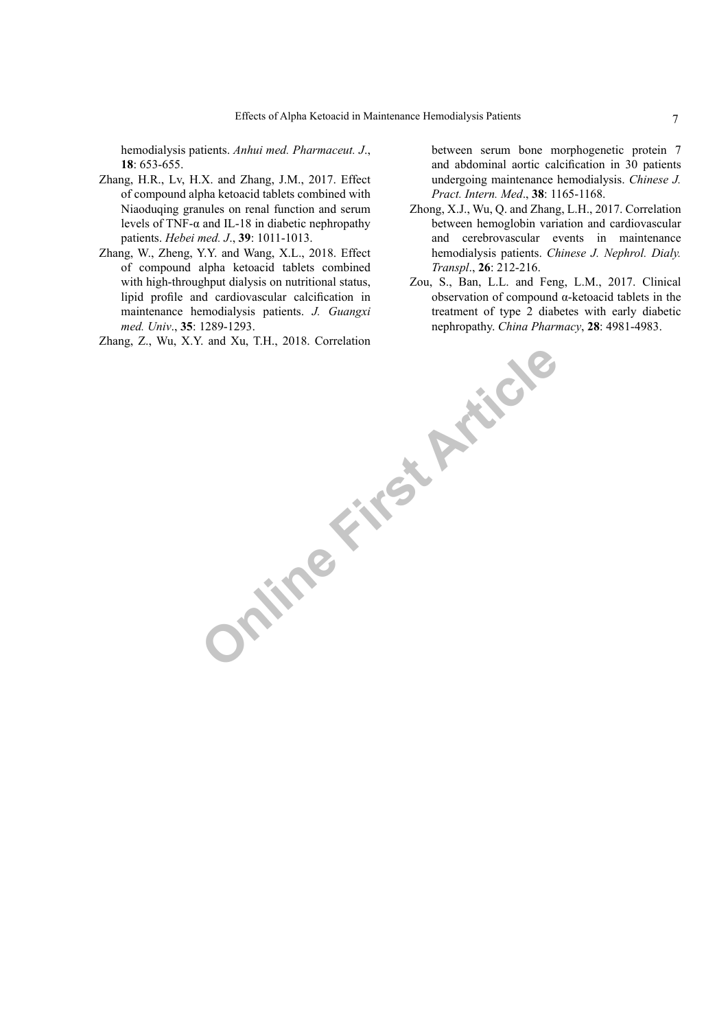hemodialysis patients. *Anhui med. Pharmaceut. J*., **18**: 653-655.

Zhang, H.R., Lv, H.X. and Zhang, J.M., 2017. Effect of compound alpha ketoacid tablets combined with Niaoduqing granules on renal function and serum levels of TNF-α and IL-18 in diabetic nephropathy patients. *Hebei med. J*., **39**: 1011-1013.

Zhang, W., Zheng, Y.Y. and Wang, X.L., 2018. Effect of compound alpha ketoacid tablets combined with high-throughput dialysis on nutritional status, lipid profile and cardiovascular calcification in maintenance hemodialysis patients. *J. Guangxi med. Univ*., **35**: 1289-1293.

Zhang, Z., Wu, X.Y. and Xu, T.H., 2018. Correlation between serum bone morphogenetic protein 7 and abdominal aortic calcification in 30 patients undergoing maintenance hemodialysis. *Chinese J. Pract. Intern. Med*., **38**: 1165-1168.

Zhong, X.J., Wu, Q. and Zhang, L.H., 2017. Correlation between hemoglobin variation and cardiovascular and cerebrovascular events in maintenance hemodialysis patients. *Chinese J. Nephrol. Dialy. Transpl*., **26**: 212-216.

Zou, S., Ban, L.L. and Feng, L.M., 2017. Clinical observation of compound α-ketoacid tablets in the treatment of type 2 diabetes with early diabetic nephropathy. *China Pharmacy*, **28**: 4981-4983.